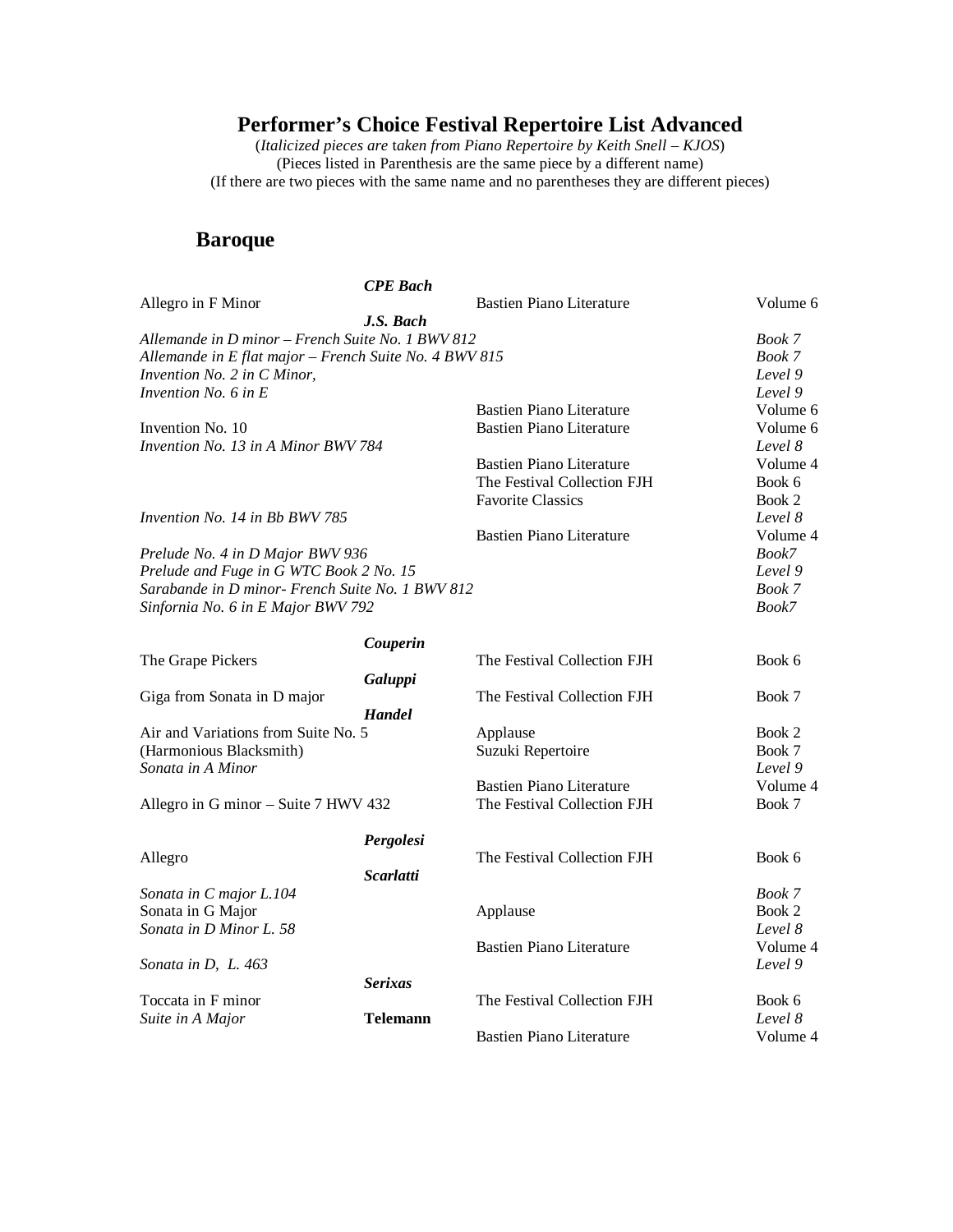# Performer's Choice Festival Repertoire List Advanced

(*Italicized pieces are taken from Piano Repertoire by Keith Snell – KJOS*)
(Pieces listed in Parenthesis are the same piece by a different name)
(If there are two pieces with the same name and no parentheses they are different pieces)

## Baroque

| Piece | Composer / Collection | Book |
|---|---|---|
| | ***CPE Bach*** | |
| Allegro in F Minor | Bastien Piano Literature | Volume 6 |
| | ***J.S. Bach*** | |
| *Allemande in D minor – French Suite No. 1 BWV 812* | | *Book 7* |
| *Allemande in E flat major – French Suite No. 4 BWV 815* | | *Book 7* |
| *Invention No. 2 in C Minor,* | | *Level 9* |
| *Invention No. 6 in E* | | *Level 9* |
| | Bastien Piano Literature | Volume 6 |
| Invention No. 10 | Bastien Piano Literature | Volume 6 |
| *Invention No. 13 in A Minor BWV 784* | | *Level 8* |
| | Bastien Piano Literature | Volume 4 |
| | The Festival Collection FJH | Book 6 |
| | Favorite Classics | Book 2 |
| *Invention No. 14 in Bb BWV 785* | | *Level 8* |
| | Bastien Piano Literature | Volume 4 |
| *Prelude No. 4 in D Major BWV 936* | | *Book7* |
| *Prelude and Fuge in G WTC Book 2 No. 15* | | *Level 9* |
| *Sarabande in D minor- French Suite No. 1 BWV 812* | | *Book 7* |
| *Sinfornia No. 6 in E Major BWV 792* | | *Book7* |
| | ***Couperin*** | |
| The Grape Pickers | The Festival Collection FJH | Book 6 |
| | ***Galuppi*** | |
| Giga from Sonata in D major | The Festival Collection FJH | Book 7 |
| | ***Handel*** | |
| Air and Variations from Suite No. 5 | Applause | Book 2 |
| (Harmonious Blacksmith) | Suzuki Repertoire | Book 7 |
| *Sonata in A Minor* | | *Level 9* |
| | Bastien Piano Literature | Volume 4 |
| Allegro in G minor – Suite 7 HWV 432 | The Festival Collection FJH | Book 7 |
| | ***Pergolesi*** | |
| Allegro | The Festival Collection FJH | Book 6 |
| | ***Scarlatti*** | |
| *Sonata in C major L.104* | | *Book 7* |
| Sonata in G Major | Applause | Book 2 |
| *Sonata in D Minor L. 58* | | *Level 8* |
| | Bastien Piano Literature | Volume 4 |
| *Sonata in D, L. 463* | | *Level 9* |
| | ***Serixas*** | |
| Toccata in F minor | The Festival Collection FJH | Book 6 |
| *Suite in A Major* | **Telemann** | *Level 8* |
| | Bastien Piano Literature | Volume 4 |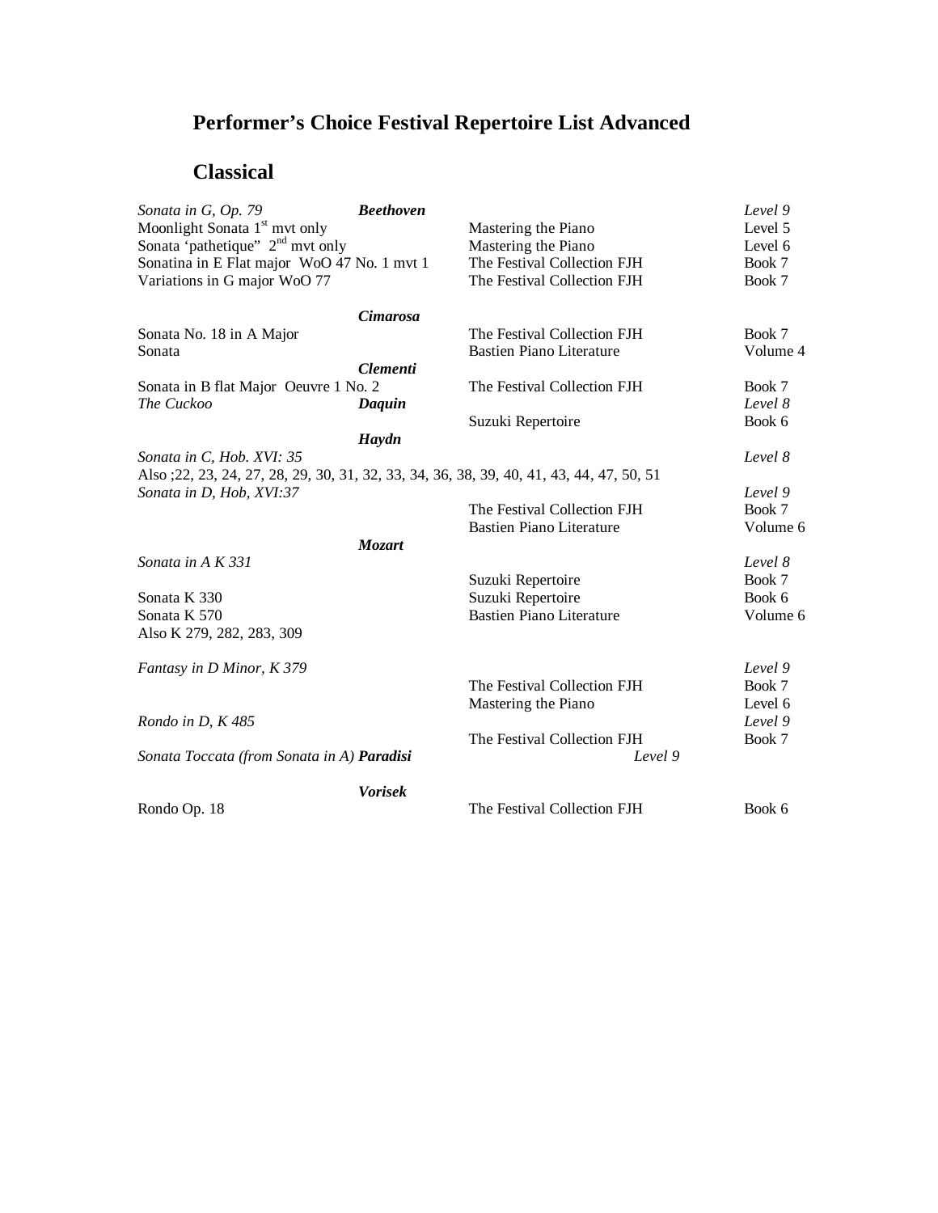# Performer's Choice Festival Repertoire List Advanced

## Classical

| Title | Composer | Source | Level |
|---|---|---|---|
| *Sonata in G, Op. 79* | ***Beethoven*** | | *Level 9* |
| Moonlight Sonata 1st mvt only | | Mastering the Piano | Level 5 |
| Sonata 'pathetique" 2nd mvt only | | Mastering the Piano | Level 6 |
| Sonatina in E Flat major WoO 47 No. 1 mvt 1 | | The Festival Collection FJH | Book 7 |
| Variations in G major WoO 77 | | The Festival Collection FJH | Book 7 |
| | ***Cimarosa*** | | |
| Sonata No. 18 in A Major | | The Festival Collection FJH | Book 7 |
| Sonata | | Bastien Piano Literature | Volume 4 |
| | ***Clementi*** | | |
| Sonata in B flat Major Oeuvre 1 No. 2 | | The Festival Collection FJH | Book 7 |
| *The Cuckoo* | ***Daquin*** | | *Level 8* |
| | | Suzuki Repertoire | Book 6 |
| | ***Haydn*** | | |
| *Sonata in C, Hob. XVI: 35* | | | *Level 8* |
| Also ;22, 23, 24, 27, 28, 29, 30, 31, 32, 33, 34, 36, 38, 39, 40, 41, 43, 44, 47, 50, 51 | | | |
| *Sonata in D, Hob, XVI:37* | | | *Level 9* |
| | | The Festival Collection FJH | Book 7 |
| | | Bastien Piano Literature | Volume 6 |
| | ***Mozart*** | | |
| *Sonata in A K 331* | | | *Level 8* |
| | | Suzuki Repertoire | Book 7 |
| Sonata K 330 | | Suzuki Repertoire | Book 6 |
| Sonata K 570 | | Bastien Piano Literature | Volume 6 |
| Also K 279, 282, 283, 309 | | | |
| *Fantasy in D Minor, K 379* | | | *Level 9* |
| | | The Festival Collection FJH | Book 7 |
| | | Mastering the Piano | Level 6 |
| *Rondo in D, K 485* | | | *Level 9* |
| | | The Festival Collection FJH | Book 7 |
| *Sonata Toccata (from Sonata in A)* | ***Paradisi*** | | *Level 9* |
| | ***Vorisek*** | | |
| Rondo Op. 18 | | The Festival Collection FJH | Book 6 |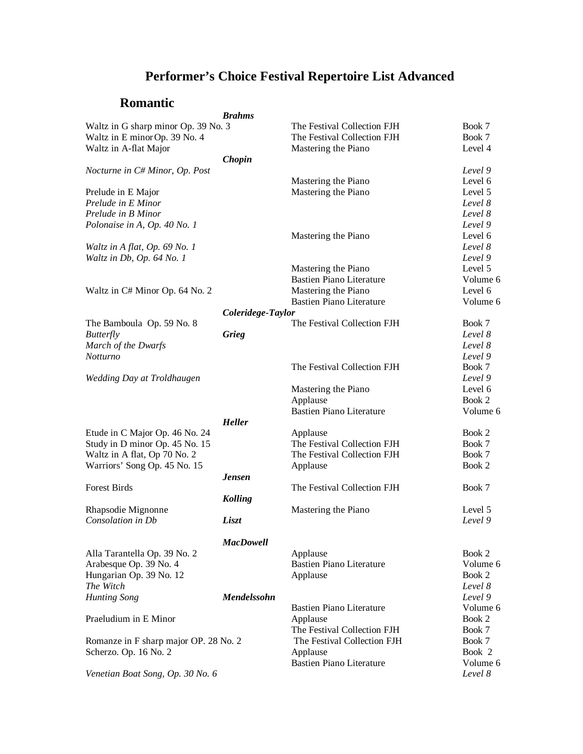# Performer's Choice Festival Repertoire List Advanced

## Romantic

| Title | Composer | Collection | Level |
|---|---|---|---|
| | ***Brahms*** | | |
| Waltz in G sharp minor Op. 39 No. 3 | | The Festival Collection FJH | Book 7 |
| Waltz in E minor Op. 39 No. 4 | | The Festival Collection FJH | Book 7 |
| Waltz in A-flat Major | | Mastering the Piano | Level 4 |
| | ***Chopin*** | | |
| *Nocturne in C# Minor, Op. Post* | | | *Level 9* |
| | | Mastering the Piano | Level 6 |
| Prelude in E Major | | Mastering the Piano | Level 5 |
| *Prelude in E Minor* | | | *Level 8* |
| *Prelude in B Minor* | | | *Level 8* |
| *Polonaise in A, Op. 40 No. 1* | | | *Level 9* |
| | | Mastering the Piano | Level 6 |
| *Waltz in A flat, Op. 69 No. 1* | | | *Level 8* |
| *Waltz in Db, Op. 64 No. 1* | | | *Level 9* |
| | | Mastering the Piano | Level 5 |
| | | Bastien Piano Literature | Volume 6 |
| Waltz in C# Minor Op. 64 No. 2 | | Mastering the Piano | Level 6 |
| | | Bastien Piano Literature | Volume 6 |
| | ***Coleridege-Taylor*** | | |
| The Bamboula Op. 59 No. 8 | | The Festival Collection FJH | Book 7 |
| *Butterfly* | ***Grieg*** | | *Level 8* |
| *March of the Dwarfs* | | | *Level 8* |
| *Notturno* | | | *Level 9* |
| | | The Festival Collection FJH | Book 7 |
| *Wedding Day at Troldhaugen* | | | *Level 9* |
| | | Mastering the Piano | Level 6 |
| | | Applause | Book 2 |
| | | Bastien Piano Literature | Volume 6 |
| | ***Heller*** | | |
| Etude in C Major Op. 46 No. 24 | | Applause | Book 2 |
| Study in D minor Op. 45 No. 15 | | The Festival Collection FJH | Book 7 |
| Waltz in A flat, Op 70 No. 2 | | The Festival Collection FJH | Book 7 |
| Warriors' Song Op. 45 No. 15 | | Applause | Book 2 |
| | ***Jensen*** | | |
| Forest Birds | | The Festival Collection FJH | Book 7 |
| | ***Kolling*** | | |
| Rhapsodie Mignonne | | Mastering the Piano | Level 5 |
| *Consolation in Db* | ***Liszt*** | | *Level 9* |
| | ***MacDowell*** | | |
| Alla Tarantella Op. 39 No. 2 | | Applause | Book 2 |
| Arabesque Op. 39 No. 4 | | Bastien Piano Literature | Volume 6 |
| Hungarian Op. 39 No. 12 | | Applause | Book 2 |
| *The Witch* | | | *Level 8* |
| *Hunting Song* | ***Mendelssohn*** | | *Level 9* |
| | | Bastien Piano Literature | Volume 6 |
| Praeludium in E Minor | | Applause | Book 2 |
| | | The Festival Collection FJH | Book 7 |
| Romanze in F sharp major OP. 28 No. 2 | | The Festival Collection FJH | Book 7 |
| Scherzo. Op. 16 No. 2 | | Applause | Book 2 |
| | | Bastien Piano Literature | Volume 6 |
| *Venetian Boat Song, Op. 30 No. 6* | | | *Level 8* |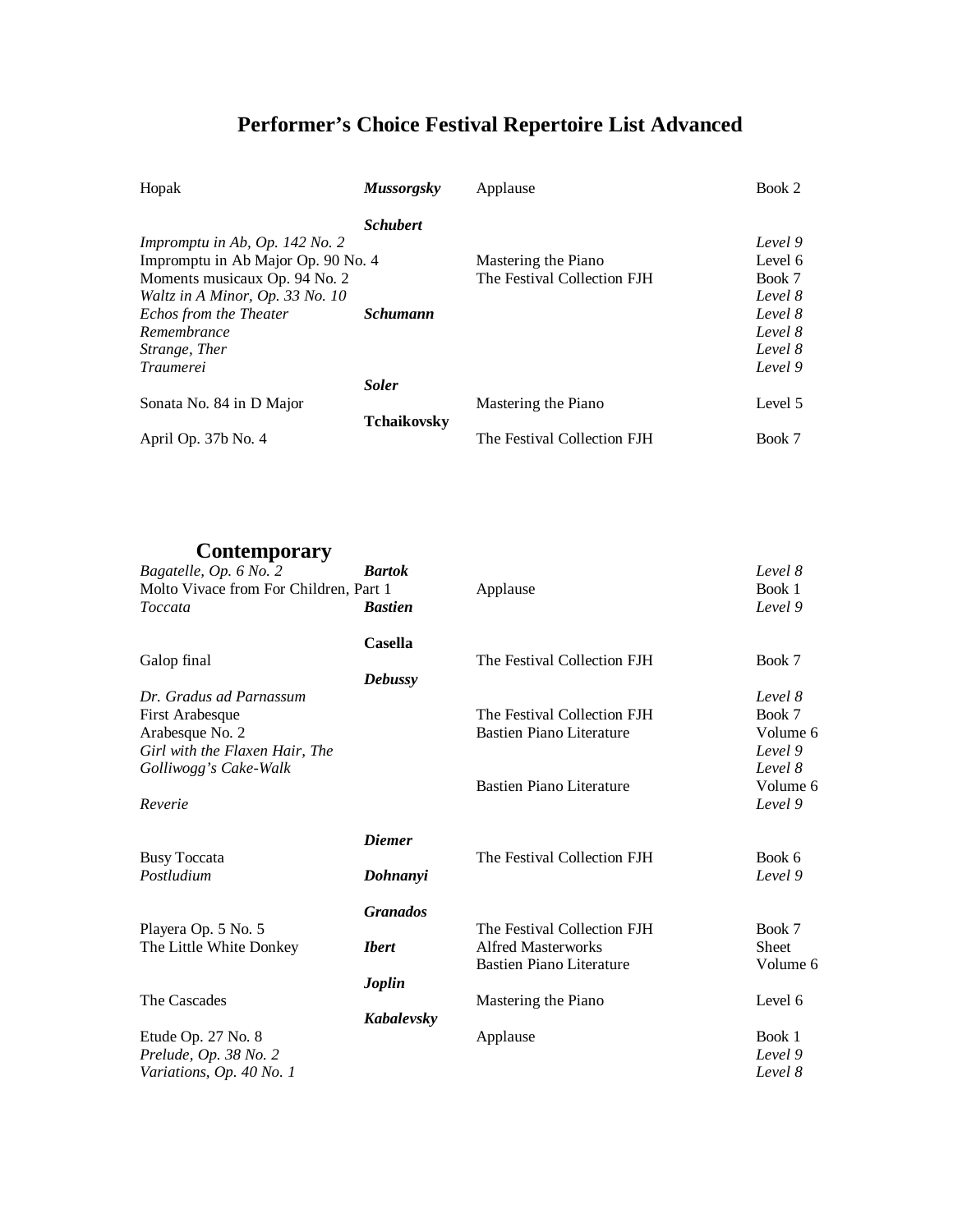# Performer's Choice Festival Repertoire List Advanced

| Title | Composer | Collection | Level/Book |
|---|---|---|---|
| Hopak | ***Mussorgsky*** | Applause | Book 2 |
| | ***Schubert*** | | |
| *Impromptu in Ab, Op. 142 No. 2* | | | *Level 9* |
| Impromptu in Ab Major Op. 90 No. 4 | | Mastering the Piano | Level 6 |
| Moments musicaux Op. 94 No. 2 | | The Festival Collection FJH | Book 7 |
| *Waltz in A Minor, Op. 33 No. 10* | | | *Level 8* |
| *Echos from the Theater* | ***Schumann*** | | *Level 8* |
| *Remembrance* | | | *Level 8* |
| *Strange, Ther* | | | *Level 8* |
| *Traumerei* | | | *Level 9* |
| | ***Soler*** | | |
| Sonata No. 84 in D Major | | Mastering the Piano | Level 5 |
| | **Tchaikovsky** | | |
| April Op. 37b No. 4 | | The Festival Collection FJH | Book 7 |

## Contemporary

| Title | Composer | Collection | Level/Book |
|---|---|---|---|
| *Bagatelle, Op. 6 No. 2* | ***Bartok*** | | *Level 8* |
| Molto Vivace from For Children, Part 1 | | Applause | Book 1 |
| *Toccata* | ***Bastien*** | | *Level 9* |
| | **Casella** | | |
| Galop final | | The Festival Collection FJH | Book 7 |
| | ***Debussy*** | | |
| *Dr. Gradus ad Parnassum* | | | *Level 8* |
| First Arabesque | | The Festival Collection FJH | Book 7 |
| Arabesque No. 2 | | Bastien Piano Literature | Volume 6 |
| *Girl with the Flaxen Hair, The* | | | *Level 9* |
| *Golliwogg's Cake-Walk* | | | *Level 8* |
| | | Bastien Piano Literature | Volume 6 |
| *Reverie* | | | *Level 9* |
| | ***Diemer*** | | |
| Busy Toccata | | The Festival Collection FJH | Book 6 |
| *Postludium* | ***Dohnanyi*** | | *Level 9* |
| | ***Granados*** | | |
| Playera Op. 5 No. 5 | | The Festival Collection FJH | Book 7 |
| The Little White Donkey | ***Ibert*** | Alfred Masterworks | Sheet |
| | | Bastien Piano Literature | Volume 6 |
| | ***Joplin*** | | |
| The Cascades | | Mastering the Piano | Level 6 |
| | ***Kabalevsky*** | | |
| Etude Op. 27 No. 8 | | Applause | Book 1 |
| *Prelude, Op. 38 No. 2* | | | *Level 9* |
| *Variations, Op. 40 No. 1* | | | *Level 8* |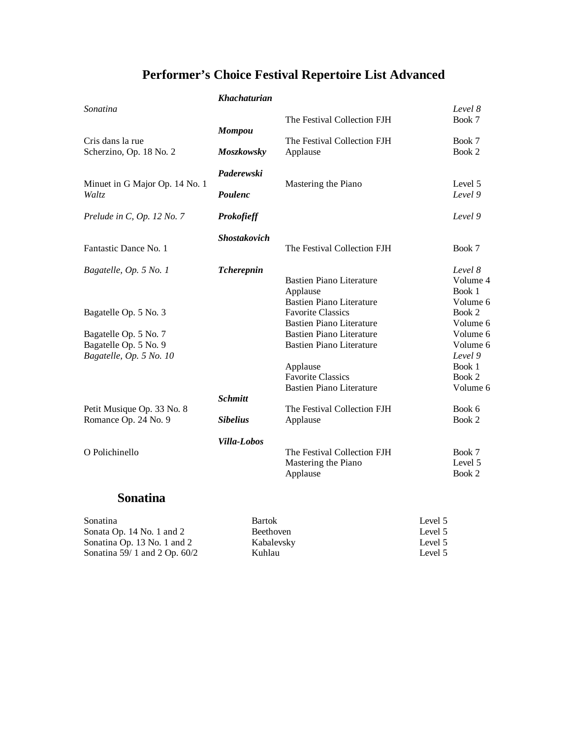# Performer's Choice Festival Repertoire List Advanced

| | | | |
|---|---|---|---|
| | ***Khachaturian*** | | |
| *Sonatina* | | | *Level 8* |
| | | The Festival Collection FJH | Book 7 |
| | ***Mompou*** | | |
| Cris dans la rue | | The Festival Collection FJH | Book 7 |
| Scherzino, Op. 18 No. 2 | ***Moszkowsky*** | Applause | Book 2 |
| | ***Paderewski*** | | |
| Minuet in G Major Op. 14 No. 1 | | Mastering the Piano | Level 5 |
| *Waltz* | ***Poulenc*** | | *Level 9* |
| *Prelude in C, Op. 12 No. 7* | ***Prokofieff*** | | *Level 9* |
| | ***Shostakovich*** | | |
| Fantastic Dance No. 1 | | The Festival Collection FJH | Book 7 |
| *Bagatelle, Op. 5 No. 1* | ***Tcherepnin*** | | *Level 8* |
| | | Bastien Piano Literature | Volume 4 |
| | | Applause | Book 1 |
| | | Bastien Piano Literature | Volume 6 |
| Bagatelle Op. 5 No. 3 | | Favorite Classics | Book 2 |
| | | Bastien Piano Literature | Volume 6 |
| Bagatelle Op. 5 No. 7 | | Bastien Piano Literature | Volume 6 |
| Bagatelle Op. 5 No. 9 | | Bastien Piano Literature | Volume 6 |
| *Bagatelle, Op. 5 No. 10* | | | *Level 9* |
| | | Applause | Book 1 |
| | | Favorite Classics | Book 2 |
| | | Bastien Piano Literature | Volume 6 |
| | ***Schmitt*** | | |
| Petit Musique Op. 33 No. 8 | | The Festival Collection FJH | Book 6 |
| Romance Op. 24 No. 9 | ***Sibelius*** | Applause | Book 2 |
| | ***Villa-Lobos*** | | |
| O Polichinello | | The Festival Collection FJH | Book 7 |
| | | Mastering the Piano | Level 5 |
| | | Applause | Book 2 |

## Sonatina

| | | |
|---|---|---|
| Sonatina | Bartok | Level 5 |
| Sonata Op. 14 No. 1 and 2 | Beethoven | Level 5 |
| Sonatina Op. 13 No. 1 and 2 | Kabalevsky | Level 5 |
| Sonatina 59/ 1 and 2 Op. 60/2 | Kuhlau | Level 5 |